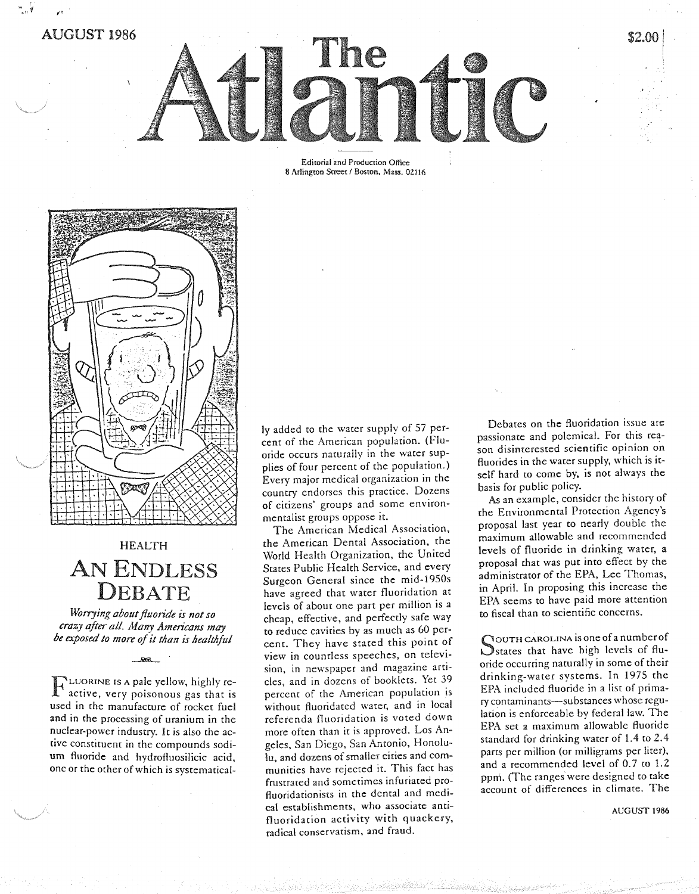AUGUST 1986

$2.00

# The Atlantic

Editorial and Production Office
8 Arlington Street / Boston, Mass. 02116

HEALTH

## AN ENDLESS DEBATE

*Worrying about fluoride is not so crazy after all. Many Americans may be exposed to more of it than is healthful*

FLUORINE IS A pale yellow, highly reactive, very poisonous gas that is used in the manufacture of rocket fuel and in the processing of uranium in the nuclear-power industry. It is also the active constituent in the compounds sodium fluoride and hydrofluosilicic acid, one or the other of which is systematically added to the water supply of 57 percent of the American population. (Fluoride occurs naturally in the water supplies of four percent of the population.) Every major medical organization in the country endorses this practice. Dozens of citizens' groups and some environmentalist groups oppose it.

The American Medical Association, the American Dental Association, the World Health Organization, the United States Public Health Service, and every Surgeon General since the mid-1950s have agreed that water fluoridation at levels of about one part per million is a cheap, effective, and perfectly safe way to reduce cavities by as much as 60 percent. They have stated this point of view in countless speeches, on television, in newspaper and magazine articles, and in dozens of booklets. Yet 39 percent of the American population is without fluoridated water, and in local referenda fluoridation is voted down more often than it is approved. Los Angeles, San Diego, San Antonio, Honolulu, and dozens of smaller cities and communities have rejected it. This fact has frustrated and sometimes infuriated profluoridationists in the dental and medical establishments, who associate antifluoridation activity with quackery, radical conservatism, and fraud.

Debates on the fluoridation issue are passionate and polemical. For this reason disinterested scientific opinion on fluorides in the water supply, which is itself hard to come by, is not always the basis for public policy.

As an example, consider the history of the Environmental Protection Agency's proposal last year to nearly double the maximum allowable and recommended levels of fluoride in drinking water, a proposal that was put into effect by the administrator of the EPA, Lee Thomas, in April. In proposing this increase the EPA seems to have paid more attention to fiscal than to scientific concerns.

SOUTH CAROLINA is one of a number of states that have high levels of fluoride occurring naturally in some of their drinking-water systems. In 1975 the EPA included fluoride in a list of primary contaminants—substances whose regulation is enforceable by federal law. The EPA set a maximum allowable fluoride standard for drinking water of 1.4 to 2.4 parts per million (or milligrams per liter), and a recommended level of 0.7 to 1.2 ppm. (The ranges were designed to take account of differences in climate. The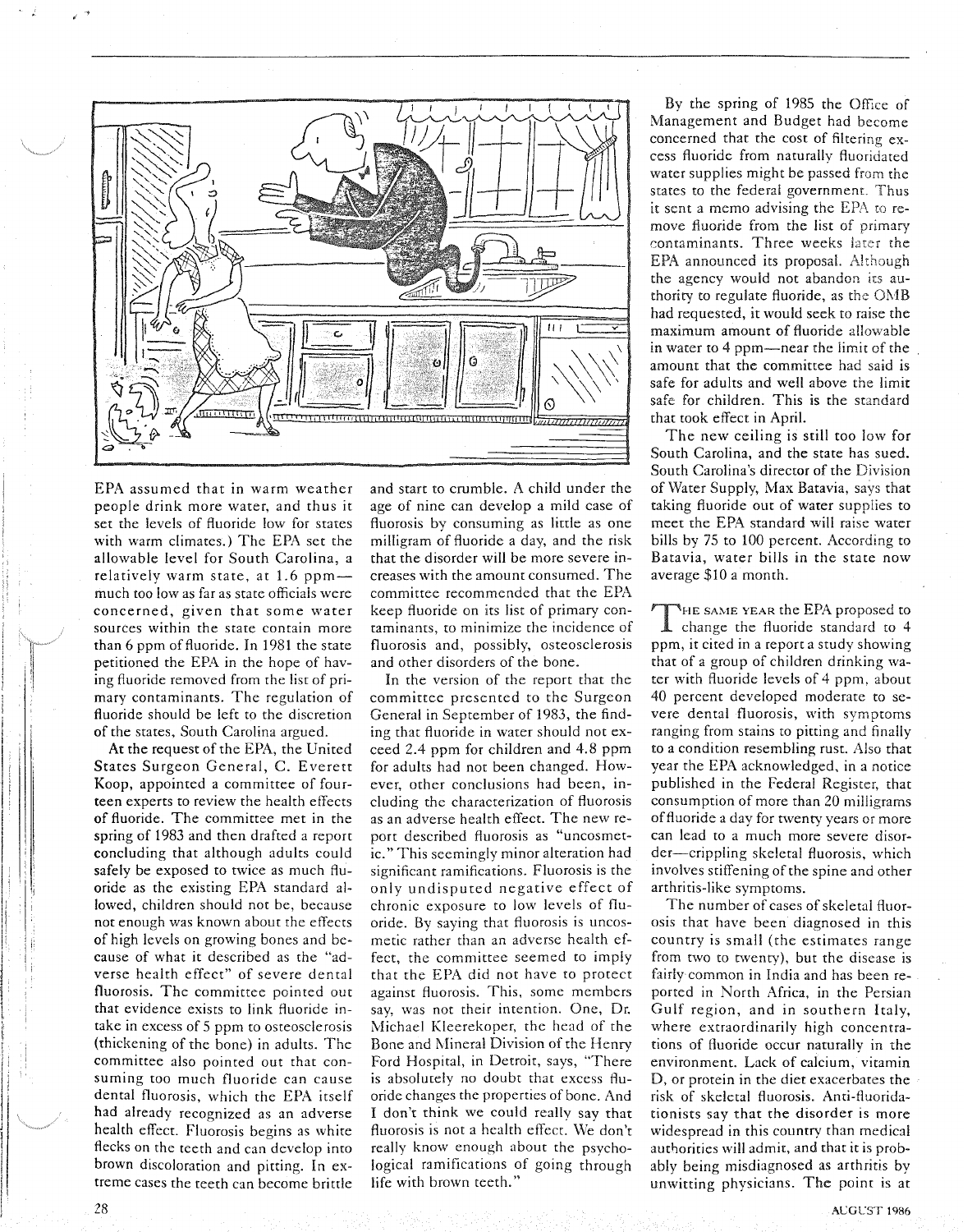EPA assumed that in warm weather people drink more water, and thus it set the levels of fluoride low for states with warm climates.) The EPA set the allowable level for South Carolina, a relatively warm state, at 1.6 ppm—much too low as far as state officials were concerned, given that some water sources within the state contain more than 6 ppm of fluoride. In 1981 the state petitioned the EPA in the hope of having fluoride removed from the list of primary contaminants. The regulation of fluoride should be left to the discretion of the states, South Carolina argued.

At the request of the EPA, the United States Surgeon General, C. Everett Koop, appointed a committee of fourteen experts to review the health effects of fluoride. The committee met in the spring of 1983 and then drafted a report concluding that although adults could safely be exposed to twice as much fluoride as the existing EPA standard allowed, children should not be, because not enough was known about the effects of high levels on growing bones and because of what it described as the "adverse health effect" of severe dental fluorosis. The committee pointed out that evidence exists to link fluoride intake in excess of 5 ppm to osteosclerosis (thickening of the bone) in adults. The committee also pointed out that consuming too much fluoride can cause dental fluorosis, which the EPA itself had already recognized as an adverse health effect. Fluorosis begins as white flecks on the teeth and can develop into brown discoloration and pitting. In extreme cases the teeth can become brittle and start to crumble. A child under the age of nine can develop a mild case of fluorosis by consuming as little as one milligram of fluoride a day, and the risk that the disorder will be more severe increases with the amount consumed. The committee recommended that the EPA keep fluoride on its list of primary contaminants, to minimize the incidence of fluorosis and, possibly, osteosclerosis and other disorders of the bone.

In the version of the report that the committee presented to the Surgeon General in September of 1983, the finding that fluoride in water should not exceed 2.4 ppm for children and 4.8 ppm for adults had not been changed. However, other conclusions had been, including the characterization of fluorosis as an adverse health effect. The new report described fluorosis as "uncosmetic." This seemingly minor alteration had significant ramifications. Fluorosis is the only undisputed negative effect of chronic exposure to low levels of fluoride. By saying that fluorosis is uncosmetic rather than an adverse health effect, the committee seemed to imply that the EPA did not have to protect against fluorosis. This, some members say, was not their intention. One, Dr. Michael Kleerekoper, the head of the Bone and Mineral Division of the Henry Ford Hospital, in Detroit, says, "There is absolutely no doubt that excess fluoride changes the properties of bone. And I don't think we could really say that fluorosis is not a health effect. We don't really know enough about the psychological ramifications of going through life with brown teeth."

By the spring of 1985 the Office of Management and Budget had become concerned that the cost of filtering excess fluoride from naturally fluoridated water supplies might be passed from the states to the federal government. Thus it sent a memo advising the EPA to remove fluoride from the list of primary contaminants. Three weeks later the EPA announced its proposal. Although the agency would not abandon its authority to regulate fluoride, as the OMB had requested, it would seek to raise the maximum amount of fluoride allowable in water to 4 ppm—near the limit of the amount that the committee had said is safe for adults and well above the limit safe for children. This is the standard that took effect in April.

The new ceiling is still too low for South Carolina, and the state has sued. South Carolina's director of the Division of Water Supply, Max Batavia, says that taking fluoride out of water supplies to meet the EPA standard will raise water bills by 75 to 100 percent. According to Batavia, water bills in the state now average $10 a month.

THE SAME YEAR the EPA proposed to change the fluoride standard to 4 ppm, it cited in a report a study showing that of a group of children drinking water with fluoride levels of 4 ppm, about 40 percent developed moderate to severe dental fluorosis, with symptoms ranging from stains to pitting and finally to a condition resembling rust. Also that year the EPA acknowledged, in a notice published in the Federal Register, that consumption of more than 20 milligrams of fluoride a day for twenty years or more can lead to a much more severe disorder—crippling skeletal fluorosis, which involves stiffening of the spine and other arthritis-like symptoms.

The number of cases of skeletal fluorosis that have been diagnosed in this country is small (the estimates range from two to twenty), but the disease is fairly common in India and has been reported in North Africa, in the Persian Gulf region, and in southern Italy, where extraordinarily high concentrations of fluoride occur naturally in the environment. Lack of calcium, vitamin D, or protein in the diet exacerbates the risk of skeletal fluorosis. Anti-fluoridationists say that the disorder is more widespread in this country than medical authorities will admit, and that it is probably being misdiagnosed as arthritis by unwitting physicians. The point is at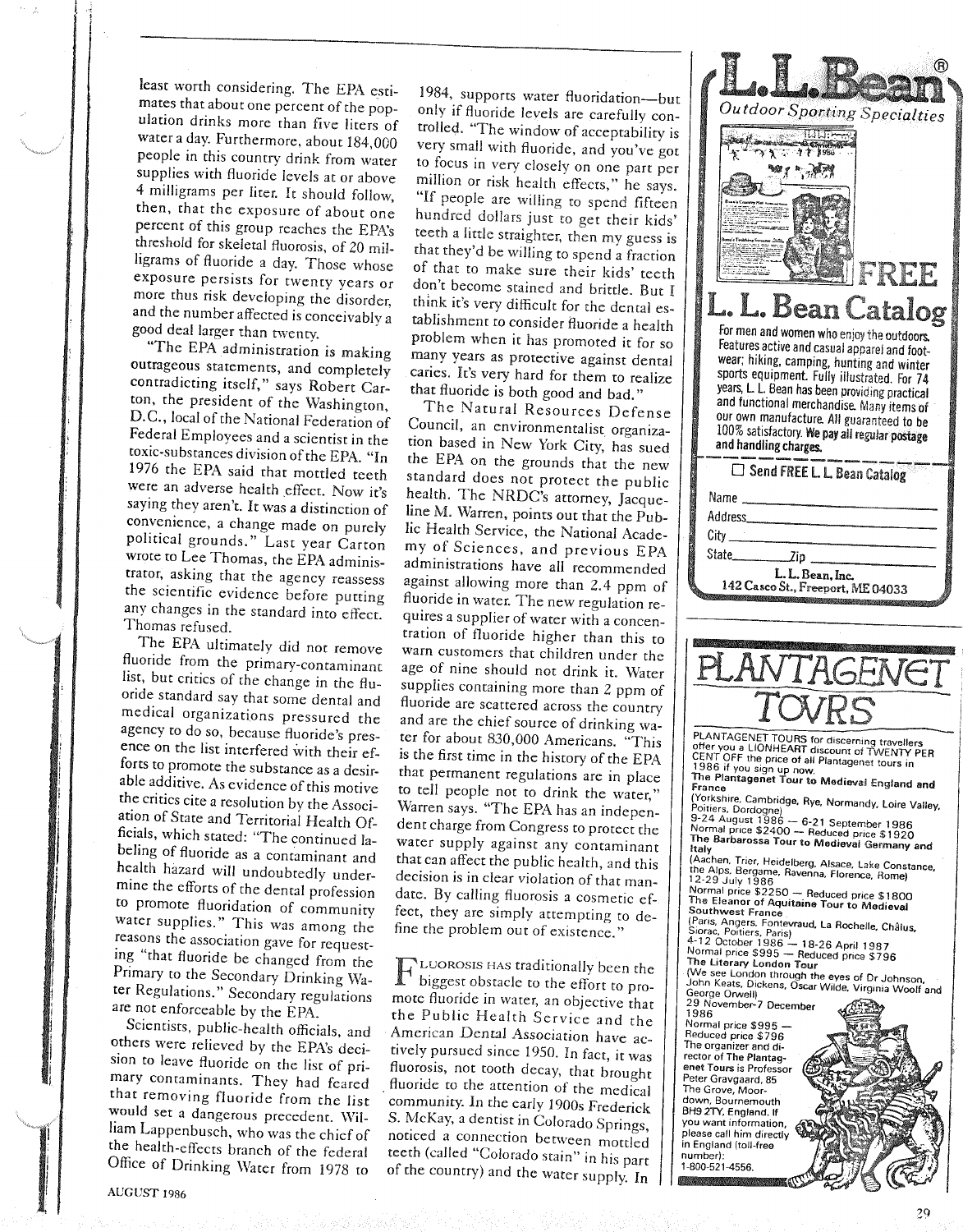least worth considering. The EPA estimates that about one percent of the population drinks more than five liters of water a day. Furthermore, about 184,000 people in this country drink from water supplies with fluoride levels at or above 4 milligrams per liter. It should follow, then, that the exposure of about one percent of this group reaches the EPA's threshold for skeletal fluorosis, of 20 milligrams of fluoride a day. Those whose exposure persists for twenty years or more thus risk developing the disorder, and the number affected is conceivably a good deal larger than twenty.

"The EPA administration is making outrageous statements, and completely contradicting itself," says Robert Carton, the president of the Washington, D.C., local of the National Federation of Federal Employees and a scientist in the toxic-substances division of the EPA. "In 1976 the EPA said that mottled teeth were an adverse health effect. Now it's saying they aren't. It was a distinction of convenience, a change made on purely political grounds." Last year Carton wrote to Lee Thomas, the EPA administrator, asking that the agency reassess the scientific evidence before putting any changes in the standard into effect. Thomas refused.

The EPA ultimately did not remove fluoride from the primary-contaminant list, but critics of the change in the fluoride standard say that some dental and medical organizations pressured the agency to do so, because fluoride's presence on the list interfered with their efforts to promote the substance as a desirable additive. As evidence of this motive the critics cite a resolution by the Association of State and Territorial Health Officials, which stated: "The continued labeling of fluoride as a contaminant and health hazard will undoubtedly undermine the efforts of the dental profession to promote fluoridation of community water supplies." This was among the reasons the association gave for requesting "that fluoride be changed from the Primary to the Secondary Drinking Water Regulations." Secondary regulations are not enforceable by the EPA.

Scientists, public-health officials, and others were relieved by the EPA's decision to leave fluoride on the list of primary contaminants. They had feared that removing fluoride from the list would set a dangerous precedent. William Lappenbusch, who was the chief of the health-effects branch of the federal Office of Drinking Water from 1978 to 1984, supports water fluoridation—but only if fluoride levels are carefully controlled. "The window of acceptability is very small with fluoride, and you've got to focus in very closely on one part per million or risk health effects," he says. "If people are willing to spend fifteen hundred dollars just to get their kids' teeth a little straighter, then my guess is that they'd be willing to spend a fraction of that to make sure their kids' teeth don't become stained and brittle. But I think it's very difficult for the dental establishment to consider fluoride a health problem when it has promoted it for so many years as protective against dental caries. It's very hard for them to realize that fluoride is both good and bad."

The Natural Resources Defense Council, an environmentalist organization based in New York City, has sued the EPA on the grounds that the new standard does not protect the public health. The NRDC's attorney, Jacqueline M. Warren, points out that the Public Health Service, the National Academy of Sciences, and previous EPA administrations have all recommended against allowing more than 2.4 ppm of fluoride in water. The new regulation requires a supplier of water with a concentration of fluoride higher than this to warn customers that children under the age of nine should not drink it. Water supplies containing more than 2 ppm of fluoride are scattered across the country and are the chief source of drinking water for about 830,000 Americans. "This is the first time in the history of the EPA that permanent regulations are in place to tell people not to drink the water," Warren says. "The EPA has an independent charge from Congress to protect the water supply against any contaminant that can affect the public health, and this decision is in clear violation of that mandate. By calling fluorosis a cosmetic effect, they are simply attempting to define the problem out of existence."

FLUOROSIS HAS traditionally been the biggest obstacle to the effort to promote fluoride in water, an objective that the Public Health Service and the American Dental Association have actively pursued since 1950. In fact, it was fluorosis, not tooth decay, that brought fluoride to the attention of the medical community. In the early 1900s Frederick S. McKay, a dentist in Colorado Springs, noticed a connection between mottled teeth (called "Colorado stain" in his part of the country) and the water supply. In

---

**L.L.Bean®**
*Outdoor Sporting Specialties*

**FREE**
**L. L. Bean Catalog**

For men and women who enjoy the outdoors. Features active and casual apparel and footwear; hiking, camping, hunting and winter sports equipment. Fully illustrated. For 74 years, L. L. Bean has been providing practical and functional merchandise. Many items of our own manufacture. All guaranteed to be 100% satisfactory. **We pay all regular postage and handling charges.**

☐ **Send FREE L. L. Bean Catalog**

Name ______
Address ______
City ______
State ______ Zip ______

**L. L. Bean, Inc.**
**142 Casco St., Freeport, ME 04033**

---

**PLANTAGENET TOURS**

PLANTAGENET TOURS for discerning travellers offer you a LIONHEART discount of TWENTY PER CENT OFF the price of all Plantagenet tours in 1986 if you sign up now.

**The Plantagenet Tour to Medieval England and France**
(Yorkshire, Cambridge, Rye, Normandy, Loire Valley, Poitiers, Dordogne)
9-24 August 1986 — 6-21 September 1986
Normal price $2400 — Reduced price $1920

**The Barbarossa Tour to Medieval Germany and Italy**
(Aachen, Trier, Heidelberg, Alsace, Lake Constance, the Alps, Bergame, Ravenna, Florence, Rome)
12-29 July 1986
Normal price $2250 — Reduced price $1800

**The Eleanor of Aquitaine Tour to Medieval Southwest France**
(Paris, Angers, Fontevraud, La Rochelle, Châlus, Siorac, Poitiers, Paris)
4-12 October 1986 — 18-26 April 1987
Normal price $995 — Reduced price $796

**The Literary London Tour**
(We see London through the eyes of Dr Johnson, John Keats, Dickens, Oscar Wilde, Virginia Woolf and George Orwell)
29 November-7 December 1986
Normal price $995 — Reduced price $796

The organizer and director of The Plantagenet Tours is Professor Peter Gravgaard, 85 The Grove, Moordown, Bournemouth BH9 2TY, England. If you want information, please call him directly in England (toll-free number): 1-800-521-4556.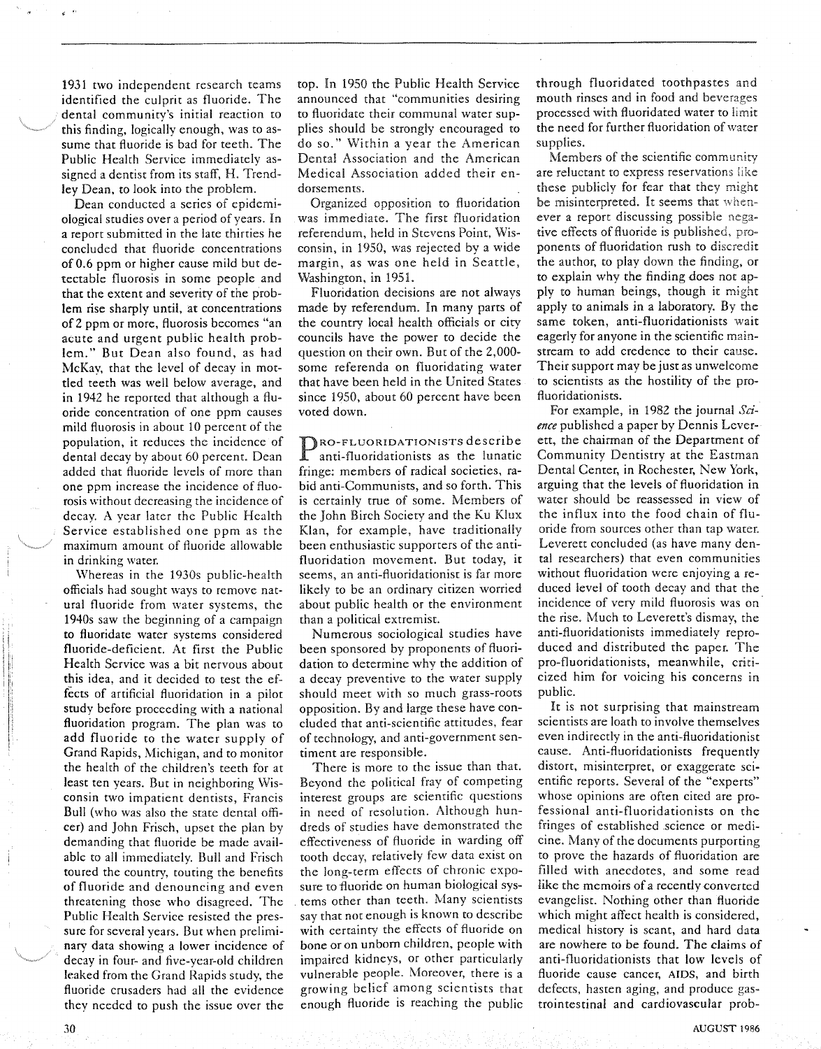1931 two independent research teams identified the culprit as fluoride. The dental community's initial reaction to this finding, logically enough, was to assume that fluoride is bad for teeth. The Public Health Service immediately assigned a dentist from its staff, H. Trendley Dean, to look into the problem.

Dean conducted a series of epidemiological studies over a period of years. In a report submitted in the late thirties he concluded that fluoride concentrations of 0.6 ppm or higher cause mild but detectable fluorosis in some people and that the extent and severity of the problem rise sharply until, at concentrations of 2 ppm or more, fluorosis becomes "an acute and urgent public health problem." But Dean also found, as had McKay, that the level of decay in mottled teeth was well below average, and in 1942 he reported that although a fluoride concentration of one ppm causes mild fluorosis in about 10 percent of the population, it reduces the incidence of dental decay by about 60 percent. Dean added that fluoride levels of more than one ppm increase the incidence of fluorosis without decreasing the incidence of decay. A year later the Public Health Service established one ppm as the maximum amount of fluoride allowable in drinking water.

Whereas in the 1930s public-health officials had sought ways to remove natural fluoride from water systems, the 1940s saw the beginning of a campaign to fluoridate water systems considered fluoride-deficient. At first the Public Health Service was a bit nervous about this idea, and it decided to test the effects of artificial fluoridation in a pilot study before proceeding with a national fluoridation program. The plan was to add fluoride to the water supply of Grand Rapids, Michigan, and to monitor the health of the children's teeth for at least ten years. But in neighboring Wisconsin two impatient dentists, Francis Bull (who was also the state dental officer) and John Frisch, upset the plan by demanding that fluoride be made available to all immediately. Bull and Frisch toured the country, touting the benefits of fluoride and denouncing and even threatening those who disagreed. The Public Health Service resisted the pressure for several years. But when preliminary data showing a lower incidence of decay in four- and five-year-old children leaked from the Grand Rapids study, the fluoride crusaders had all the evidence they needed to push the issue over the top. In 1950 the Public Health Service announced that "communities desiring to fluoridate their communal water supplies should be strongly encouraged to do so." Within a year the American Dental Association and the American Medical Association added their endorsements.

Organized opposition to fluoridation was immediate. The first fluoridation referendum, held in Stevens Point, Wisconsin, in 1950, was rejected by a wide margin, as was one held in Seattle, Washington, in 1951.

Fluoridation decisions are not always made by referendum. In many parts of the country local health officials or city councils have the power to decide the question on their own. But of the 2,000-some referenda on fluoridating water that have been held in the United States since 1950, about 60 percent have been voted down.

PRO-FLUORIDATIONISTS describe anti-fluoridationists as the lunatic fringe: members of radical societies, rabid anti-Communists, and so forth. This is certainly true of some. Members of the John Birch Society and the Ku Klux Klan, for example, have traditionally been enthusiastic supporters of the anti-fluoridation movement. But today, it seems, an anti-fluoridationist is far more likely to be an ordinary citizen worried about public health or the environment than a political extremist.

Numerous sociological studies have been sponsored by proponents of fluoridation to determine why the addition of a decay preventive to the water supply should meet with so much grass-roots opposition. By and large these have concluded that anti-scientific attitudes, fear of technology, and anti-government sentiment are responsible.

There is more to the issue than that. Beyond the political fray of competing interest groups are scientific questions in need of resolution. Although hundreds of studies have demonstrated the effectiveness of fluoride in warding off tooth decay, relatively few data exist on the long-term effects of chronic exposure to fluoride on human biological systems other than teeth. Many scientists say that not enough is known to describe with certainty the effects of fluoride on bone or on unborn children, people with impaired kidneys, or other particularly vulnerable people. Moreover, there is a growing belief among scientists that enough fluoride is reaching the public through fluoridated toothpastes and mouth rinses and in food and beverages processed with fluoridated water to limit the need for further fluoridation of water supplies.

Members of the scientific community are reluctant to express reservations like these publicly for fear that they might be misinterpreted. It seems that whenever a report discussing possible negative effects of fluoride is published, proponents of fluoridation rush to discredit the author, to play down the finding, or to explain why the finding does not apply to human beings, though it might apply to animals in a laboratory. By the same token, anti-fluoridationists wait eagerly for anyone in the scientific mainstream to add credence to their cause. Their support may be just as unwelcome to scientists as the hostility of the pro-fluoridationists.

For example, in 1982 the journal *Science* published a paper by Dennis Leverett, the chairman of the Department of Community Dentistry at the Eastman Dental Center, in Rochester, New York, arguing that the levels of fluoridation in water should be reassessed in view of the influx into the food chain of fluoride from sources other than tap water. Leverett concluded (as have many dental researchers) that even communities without fluoridation were enjoying a reduced level of tooth decay and that the incidence of very mild fluorosis was on the rise. Much to Leverett's dismay, the anti-fluoridationists immediately reproduced and distributed the paper. The pro-fluoridationists, meanwhile, criticized him for voicing his concerns in public.

It is not surprising that mainstream scientists are loath to involve themselves even indirectly in the anti-fluoridationist cause. Anti-fluoridationists frequently distort, misinterpret, or exaggerate scientific reports. Several of the "experts" whose opinions are often cited are professional anti-fluoridationists on the fringes of established science or medicine. Many of the documents purporting to prove the hazards of fluoridation are filled with anecdotes, and some read like the memoirs of a recently converted evangelist. Nothing other than fluoride which might affect health is considered, medical history is scant, and hard data are nowhere to be found. The claims of anti-fluoridationists that low levels of fluoride cause cancer, AIDS, and birth defects, hasten aging, and produce gastrointestinal and cardiovascular prob-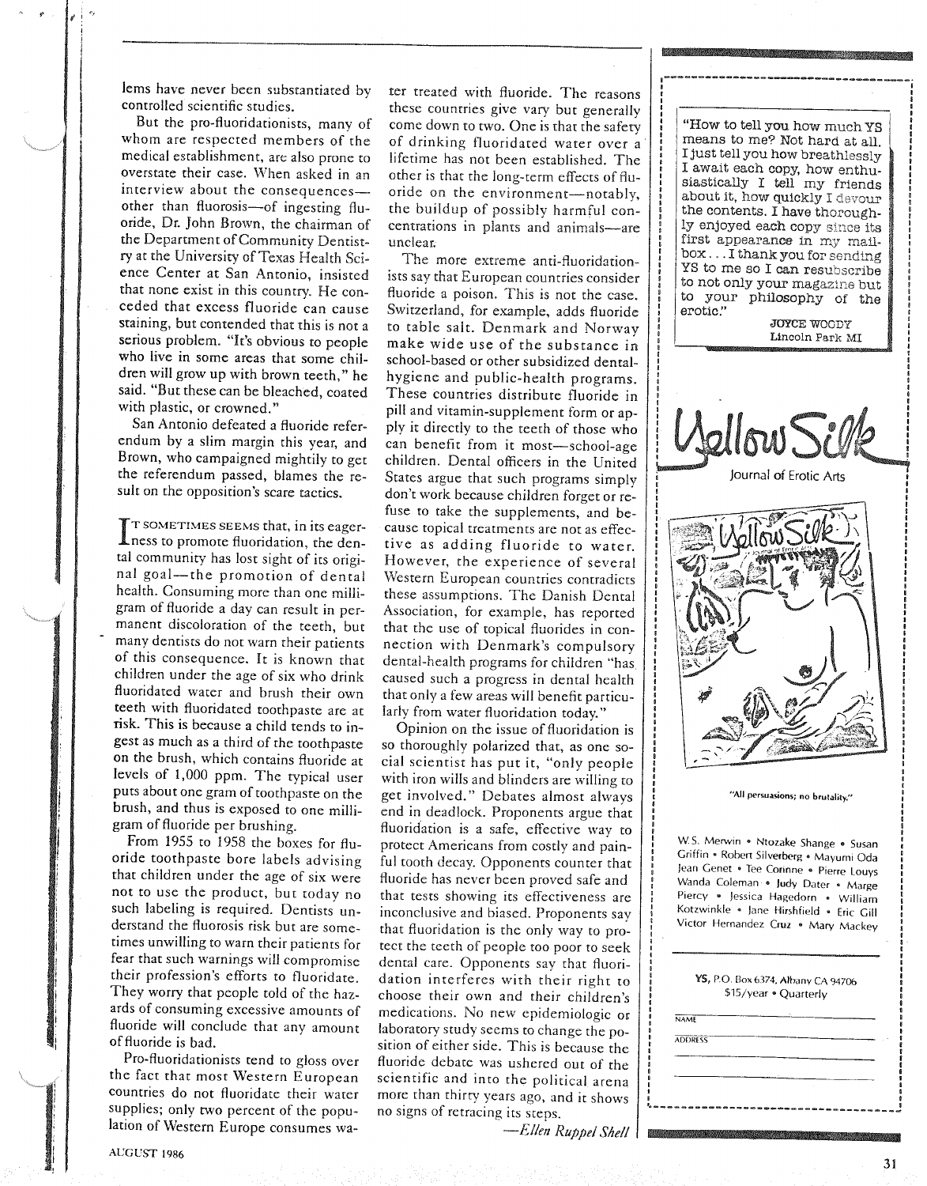lems have never been substantiated by controlled scientific studies.

But the pro-fluoridationists, many of whom are respected members of the medical establishment, are also prone to overstate their case. When asked in an interview about the consequences—other than fluorosis—of ingesting fluoride, Dr. John Brown, the chairman of the Department of Community Dentistry at the University of Texas Health Science Center at San Antonio, insisted that none exist in this country. He conceded that excess fluoride can cause staining, but contended that this is not a serious problem. "It's obvious to people who live in some areas that some children will grow up with brown teeth," he said. "But these can be bleached, coated with plastic, or crowned."

San Antonio defeated a fluoride referendum by a slim margin this year, and Brown, who campaigned mightily to get the referendum passed, blames the result on the opposition's scare tactics.

IT SOMETIMES SEEMS that, in its eagerness to promote fluoridation, the dental community has lost sight of its original goal—the promotion of dental health. Consuming more than one milligram of fluoride a day can result in permanent discoloration of the teeth, but many dentists do not warn their patients of this consequence. It is known that children under the age of six who drink fluoridated water and brush their own teeth with fluoridated toothpaste are at risk. This is because a child tends to ingest as much as a third of the toothpaste on the brush, which contains fluoride at levels of 1,000 ppm. The typical user puts about one gram of toothpaste on the brush, and thus is exposed to one milligram of fluoride per brushing.

From 1955 to 1958 the boxes for fluoride toothpaste bore labels advising that children under the age of six were not to use the product, but today no such labeling is required. Dentists understand the fluorosis risk but are sometimes unwilling to warn their patients for fear that such warnings will compromise their profession's efforts to fluoridate. They worry that people told of the hazards of consuming excessive amounts of fluoride will conclude that any amount of fluoride is bad.

Pro-fluoridationists tend to gloss over the fact that most Western European countries do not fluoridate their water supplies; only two percent of the population of Western Europe consumes water treated with fluoride. The reasons these countries give vary but generally come down to two. One is that the safety of drinking fluoridated water over a lifetime has not been established. The other is that the long-term effects of fluoride on the environment—notably, the buildup of possibly harmful concentrations in plants and animals—are unclear.

The more extreme anti-fluoridationists say that European countries consider fluoride a poison. This is not the case. Switzerland, for example, adds fluoride to table salt. Denmark and Norway make wide use of the substance in school-based or other subsidized dental-hygiene and public-health programs. These countries distribute fluoride in pill and vitamin-supplement form or apply it directly to the teeth of those who can benefit from it most—school-age children. Dental officers in the United States argue that such programs simply don't work because children forget or refuse to take the supplements, and because topical treatments are not as effective as adding fluoride to water. However, the experience of several Western European countries contradicts these assumptions. The Danish Dental Association, for example, has reported that the use of topical fluorides in connection with Denmark's compulsory dental-health programs for children "has caused such a progress in dental health that only a few areas will benefit particularly from water fluoridation today."

Opinion on the issue of fluoridation is so thoroughly polarized that, as one social scientist has put it, "only people with iron wills and blinders are willing to get involved." Debates almost always end in deadlock. Proponents argue that fluoridation is a safe, effective way to protect Americans from costly and painful tooth decay. Opponents counter that fluoride has never been proved safe and that tests showing its effectiveness are inconclusive and biased. Proponents say that fluoridation is the only way to protect the teeth of people too poor to seek dental care. Opponents say that fluoridation interferes with their right to choose their own and their children's medications. No new epidemiologic or laboratory study seems to change the position of either side. This is because the fluoride debate was ushered out of the scientific and into the political arena more than thirty years ago, and it shows no signs of retracing its steps.

*—Ellen Ruppel Shell*

---

"How to tell you how much YS means to me? Not hard at all. I just tell you how breathlessly I await each copy, how enthusiastically I tell my friends about it, how quickly I devour the contents. I have thoroughly enjoyed each copy since its first appearance in my mailbox... I thank you for sending YS to me so I can resubscribe to not only your magazine but to your philosophy of the erotic."

JOYCE WOODY
Lincoln Park MI

**Yellow Silk**
Journal of Erotic Arts

"All persuasions; no brutality."

W.S. Merwin • Ntozake Shange • Susan Griffin • Robert Silverberg • Mayumi Oda Jean Genet • Tee Corinne • Pierre Louys Wanda Coleman • Judy Dater • Marge Piercy • Jessica Hagedorn • William Kotzwinkle • Jane Hirshfield • Eric Gill Victor Hernandez Cruz • Mary Mackey

**YS**, P.O. Box 6374, Albany CA 94706
$15/year • Quarterly

NAME ______________________

ADDRESS ______________________